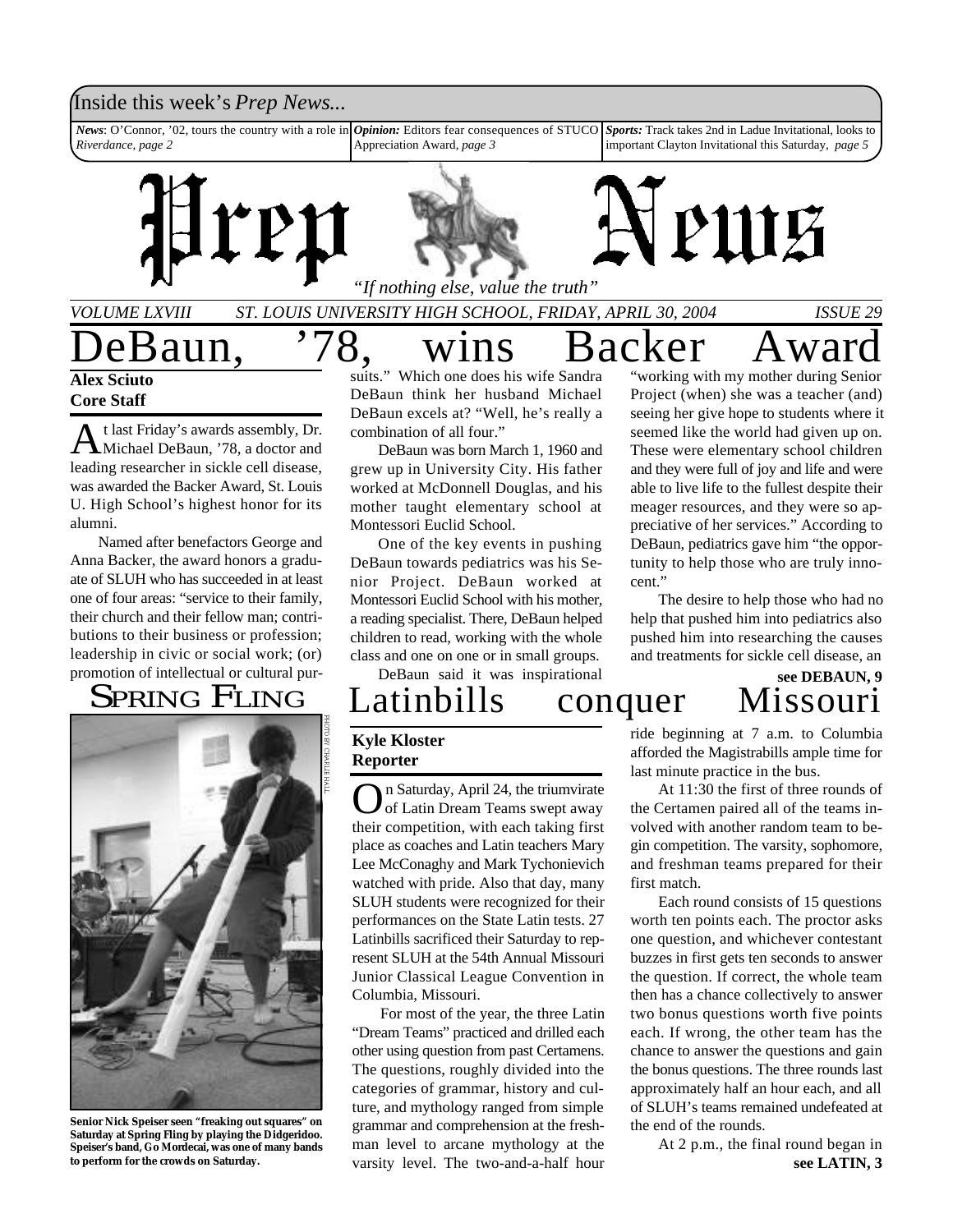Inside this week's *Prep News...*

***News***: O'Connor, '02, tours the country with a role in *Riverdance*, *page 2*

***Opinion:*** Editors fear consequences of STUCO Appreciation Award, *page 3*

***Sports:*** Track takes 2nd in Ladue Invitational, looks to important Clayton Invitational this Saturday, *page 5*

# Prep News

*"If nothing else, value the truth"*

*VOLUME LXVIII — ST. LOUIS UNIVERSITY HIGH SCHOOL, FRIDAY, APRIL 30, 2004 — ISSUE 29*

# DeBaun, '78, wins Backer Award

**Alex Sciuto**
**Core Staff**

At last Friday's awards assembly, Dr. Michael DeBaun, '78, a doctor and leading researcher in sickle cell disease, was awarded the Backer Award, St. Louis U. High School's highest honor for its alumni.

Named after benefactors George and Anna Backer, the award honors a graduate of SLUH who has succeeded in at least one of four areas: "service to their family, their church and their fellow man; contributions to their business or profession; leadership in civic or social work; (or) promotion of intellectual or cultural pursuits." Which one does his wife Sandra DeBaun think her husband Michael DeBaun excels at? "Well, he's really a combination of all four."

DeBaun was born March 1, 1960 and grew up in University City. His father worked at McDonnell Douglas, and his mother taught elementary school at Montessori Euclid School.

One of the key events in pushing DeBaun towards pediatrics was his Senior Project. DeBaun worked at Montessori Euclid School with his mother, a reading specialist. There, DeBaun helped children to read, working with the whole class and one on one or in small groups.

DeBaun said it was inspirational "working with my mother during Senior Project (when) she was a teacher (and) seeing her give hope to students where it seemed like the world had given up on. These were elementary school children and they were full of joy and life and were able to live life to the fullest despite their meager resources, and they were so appreciative of her services." According to DeBaun, pediatrics gave him "the opportunity to help those who are truly innocent."

The desire to help those who had no help that pushed him into pediatrics also pushed him into researching the causes and treatments for sickle cell disease, an

**see DEBAUN, 9**

## SPRING FLING

PHOTO BY CHARLIE HALL

**Senior Nick Speiser seen "freaking out squares" on Saturday at Spring Fling by playing the Didgeridoo. Speiser's band, Go Mordecai, was one of many bands to perform for the crowds on Saturday.**

# Latinbills conquer Missouri

**Kyle Kloster**
**Reporter**

On Saturday, April 24, the triumvirate of Latin Dream Teams swept away their competition, with each taking first place as coaches and Latin teachers Mary Lee McConaghy and Mark Tychonievich watched with pride. Also that day, many SLUH students were recognized for their performances on the State Latin tests. 27 Latinbills sacrificed their Saturday to represent SLUH at the 54th Annual Missouri Junior Classical League Convention in Columbia, Missouri.

For most of the year, the three Latin "Dream Teams" practiced and drilled each other using question from past Certamens. The questions, roughly divided into the categories of grammar, history and culture, and mythology ranged from simple grammar and comprehension at the freshman level to arcane mythology at the varsity level. The two-and-a-half hour ride beginning at 7 a.m. to Columbia afforded the Magistrabills ample time for last minute practice in the bus.

At 11:30 the first of three rounds of the Certamen paired all of the teams involved with another random team to begin competition. The varsity, sophomore, and freshman teams prepared for their first match.

Each round consists of 15 questions worth ten points each. The proctor asks one question, and whichever contestant buzzes in first gets ten seconds to answer the question. If correct, the whole team then has a chance collectively to answer two bonus questions worth five points each. If wrong, the other team has the chance to answer the questions and gain the bonus questions. The three rounds last approximately half an hour each, and all of SLUH's teams remained undefeated at the end of the rounds.

At 2 p.m., the final round began in

**see LATIN, 3**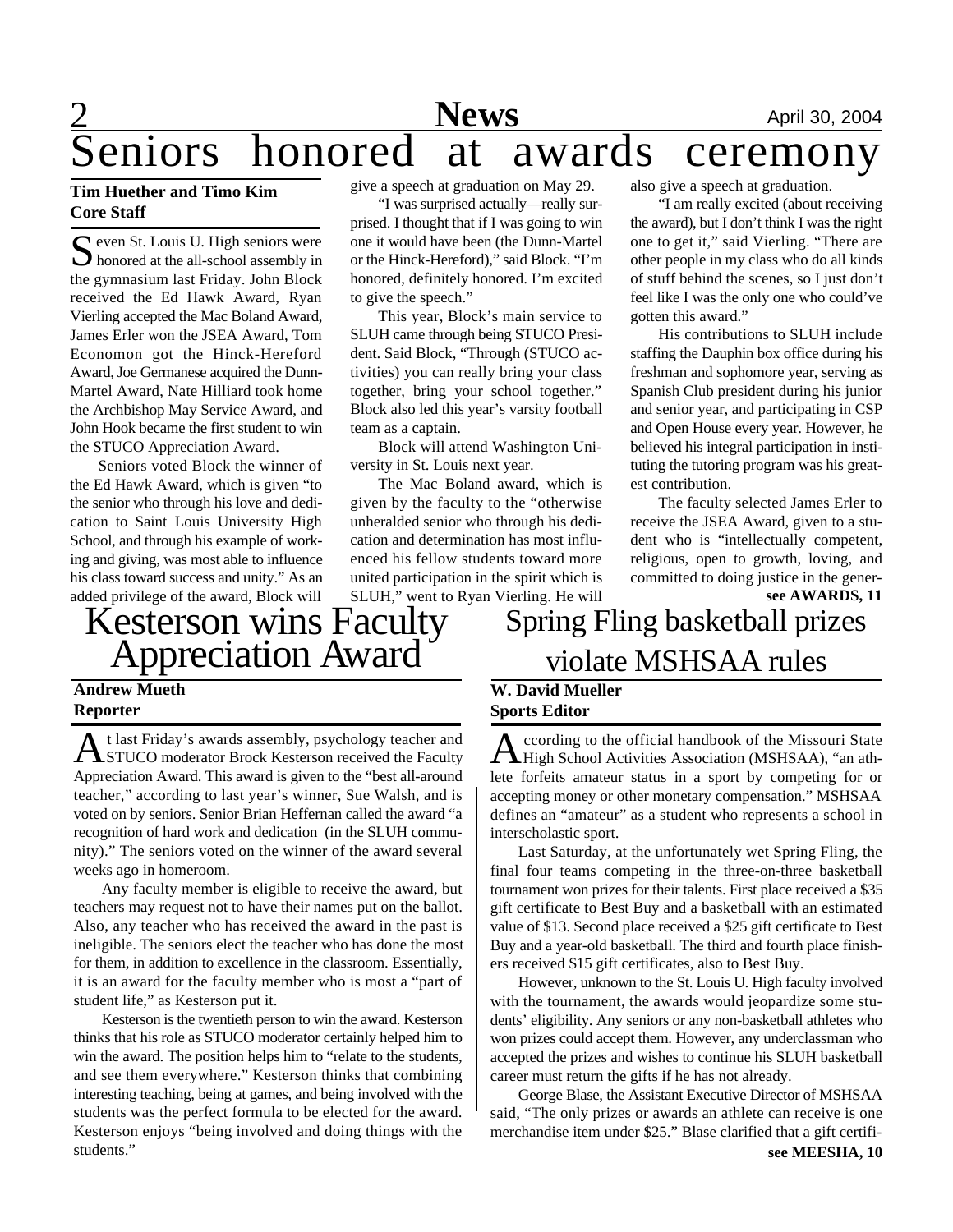# Seniors honored at awards ceremony

**Tim Huether and Timo Kim**
**Core Staff**

Seven St. Louis U. High seniors were honored at the all-school assembly in the gymnasium last Friday. John Block received the Ed Hawk Award, Ryan Vierling accepted the Mac Boland Award, James Erler won the JSEA Award, Tom Economon got the Hinck-Hereford Award, Joe Germanese acquired the Dunn-Martel Award, Nate Hilliard took home the Archbishop May Service Award, and John Hook became the first student to win the STUCO Appreciation Award.

Seniors voted Block the winner of the Ed Hawk Award, which is given "to the senior who through his love and dedication to Saint Louis University High School, and through his example of working and giving, was most able to influence his class toward success and unity." As an added privilege of the award, Block will give a speech at graduation on May 29.

"I was surprised actually—really surprised. I thought that if I was going to win one it would have been (the Dunn-Martel or the Hinck-Hereford)," said Block. "I'm honored, definitely honored. I'm excited to give the speech."

This year, Block's main service to SLUH came through being STUCO President. Said Block, "Through (STUCO activities) you can really bring your class together, bring your school together." Block also led this year's varsity football team as a captain.

Block will attend Washington University in St. Louis next year.

The Mac Boland award, which is given by the faculty to the "otherwise unheralded senior who through his dedication and determination has most influenced his fellow students toward more united participation in the spirit which is SLUH," went to Ryan Vierling. He will also give a speech at graduation.

"I am really excited (about receiving the award), but I don't think I was the right one to get it," said Vierling. "There are other people in my class who do all kinds of stuff behind the scenes, so I just don't feel like I was the only one who could've gotten this award."

His contributions to SLUH include staffing the Dauphin box office during his freshman and sophomore year, serving as Spanish Club president during his junior and senior year, and participating in CSP and Open House every year. However, he believed his integral participation in instituting the tutoring program was his greatest contribution.

The faculty selected James Erler to receive the JSEA Award, given to a student who is "intellectually competent, religious, open to growth, loving, and committed to doing justice in the gener-

**see AWARDS, 11**

# Kesterson wins Faculty Appreciation Award

**Andrew Mueth**
**Reporter**

At last Friday's awards assembly, psychology teacher and STUCO moderator Brock Kesterson received the Faculty Appreciation Award. This award is given to the "best all-around teacher," according to last year's winner, Sue Walsh, and is voted on by seniors. Senior Brian Heffernan called the award "a recognition of hard work and dedication (in the SLUH community)." The seniors voted on the winner of the award several weeks ago in homeroom.

Any faculty member is eligible to receive the award, but teachers may request not to have their names put on the ballot. Also, any teacher who has received the award in the past is ineligible. The seniors elect the teacher who has done the most for them, in addition to excellence in the classroom. Essentially, it is an award for the faculty member who is most a "part of student life," as Kesterson put it.

Kesterson is the twentieth person to win the award. Kesterson thinks that his role as STUCO moderator certainly helped him to win the award. The position helps him to "relate to the students, and see them everywhere." Kesterson thinks that combining interesting teaching, being at games, and being involved with the students was the perfect formula to be elected for the award. Kesterson enjoys "being involved and doing things with the students."

# Spring Fling basketball prizes violate MSHSAA rules

**W. David Mueller**
**Sports Editor**

According to the official handbook of the Missouri State High School Activities Association (MSHSAA), "an athlete forfeits amateur status in a sport by competing for or accepting money or other monetary compensation." MSHSAA defines an "amateur" as a student who represents a school in interscholastic sport.

Last Saturday, at the unfortunately wet Spring Fling, the final four teams competing in the three-on-three basketball tournament won prizes for their talents. First place received a $35 gift certificate to Best Buy and a basketball with an estimated value of $13. Second place received a $25 gift certificate to Best Buy and a year-old basketball. The third and fourth place finishers received $15 gift certificates, also to Best Buy.

However, unknown to the St. Louis U. High faculty involved with the tournament, the awards would jeopardize some students' eligibility. Any seniors or any non-basketball athletes who won prizes could accept them. However, any underclassman who accepted the prizes and wishes to continue his SLUH basketball career must return the gifts if he has not already.

George Blase, the Assistant Executive Director of MSHSAA said, "The only prizes or awards an athlete can receive is one merchandise item under $25." Blase clarified that a gift certifi-

**see MEESHA, 10**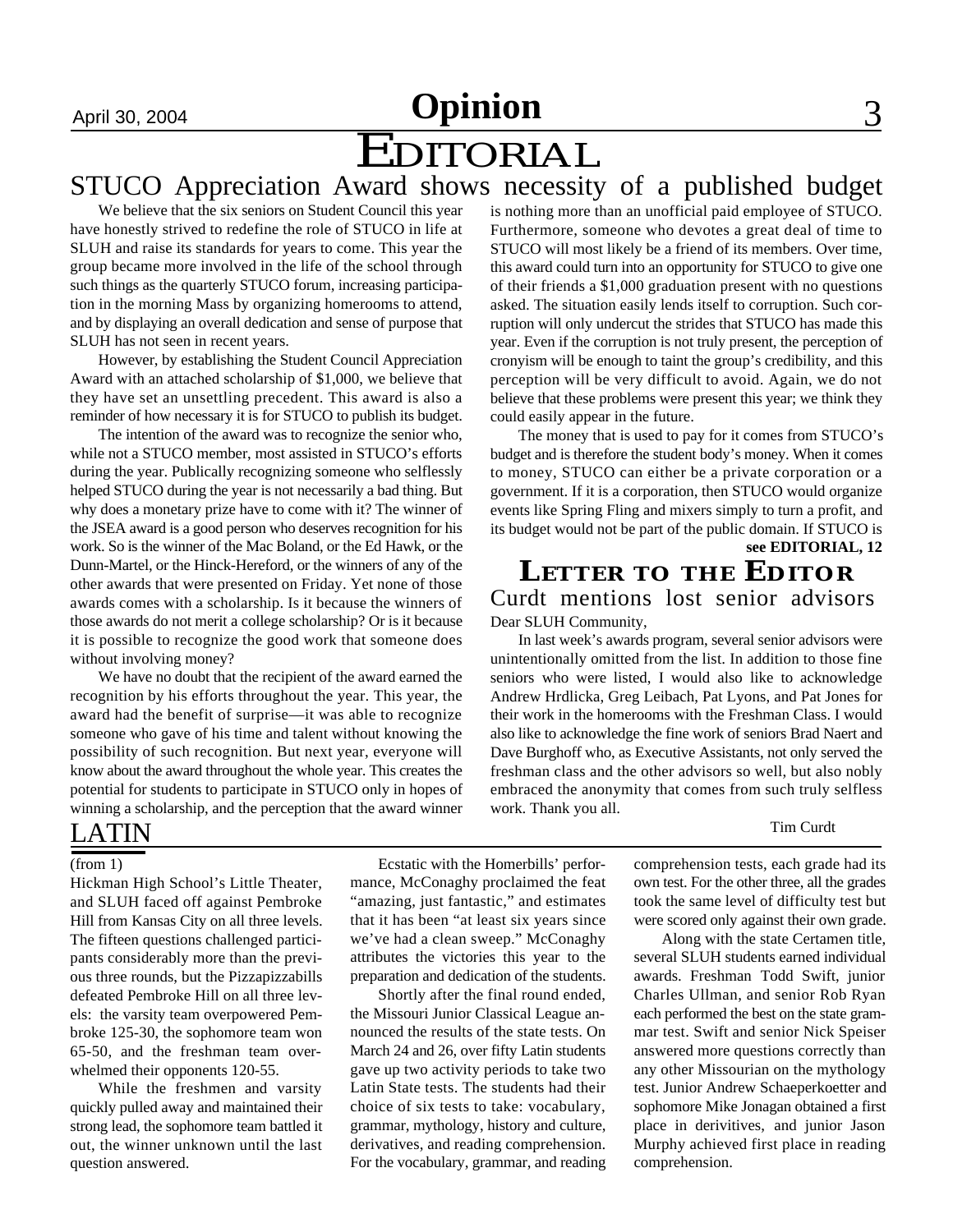# Opinion

# EDITORIAL

## STUCO Appreciation Award shows necessity of a published budget

We believe that the six seniors on Student Council this year have honestly strived to redefine the role of STUCO in life at SLUH and raise its standards for years to come. This year the group became more involved in the life of the school through such things as the quarterly STUCO forum, increasing participation in the morning Mass by organizing homerooms to attend, and by displaying an overall dedication and sense of purpose that SLUH has not seen in recent years.

However, by establishing the Student Council Appreciation Award with an attached scholarship of $1,000, we believe that they have set an unsettling precedent. This award is also a reminder of how necessary it is for STUCO to publish its budget.

The intention of the award was to recognize the senior who, while not a STUCO member, most assisted in STUCO's efforts during the year. Publically recognizing someone who selflessly helped STUCO during the year is not necessarily a bad thing. But why does a monetary prize have to come with it? The winner of the JSEA award is a good person who deserves recognition for his work. So is the winner of the Mac Boland, or the Ed Hawk, or the Dunn-Martel, or the Hinck-Hereford, or the winners of any of the other awards that were presented on Friday. Yet none of those awards comes with a scholarship. Is it because the winners of those awards do not merit a college scholarship? Or is it because it is possible to recognize the good work that someone does without involving money?

We have no doubt that the recipient of the award earned the recognition by his efforts throughout the year. This year, the award had the benefit of surprise—it was able to recognize someone who gave of his time and talent without knowing the possibility of such recognition. But next year, everyone will know about the award throughout the whole year. This creates the potential for students to participate in STUCO only in hopes of winning a scholarship, and the perception that the award winner is nothing more than an unofficial paid employee of STUCO. Furthermore, someone who devotes a great deal of time to STUCO will most likely be a friend of its members. Over time, this award could turn into an opportunity for STUCO to give one of their friends a $1,000 graduation present with no questions asked. The situation easily lends itself to corruption. Such corruption will only undercut the strides that STUCO has made this year. Even if the corruption is not truly present, the perception of cronyism will be enough to taint the group's credibility, and this perception will be very difficult to avoid. Again, we do not believe that these problems were present this year; we think they could easily appear in the future.

The money that is used to pay for it comes from STUCO's budget and is therefore the student body's money. When it comes to money, STUCO can either be a private corporation or a government. If it is a corporation, then STUCO would organize events like Spring Fling and mixers simply to turn a profit, and its budget would not be part of the public domain. If STUCO is

**see EDITORIAL, 12**

# LETTER TO THE EDITOR

## Curdt mentions lost senior advisors

Dear SLUH Community,

In last week's awards program, several senior advisors were unintentionally omitted from the list. In addition to those fine seniors who were listed, I would also like to acknowledge Andrew Hrdlicka, Greg Leibach, Pat Lyons, and Pat Jones for their work in the homerooms with the Freshman Class. I would also like to acknowledge the fine work of seniors Brad Naert and Dave Burghoff who, as Executive Assistants, not only served the freshman class and the other advisors so well, but also nobly embraced the anonymity that comes from such truly selfless work. Thank you all.

Tim Curdt

## LATIN

(from 1)

Hickman High School's Little Theater, and SLUH faced off against Pembroke Hill from Kansas City on all three levels. The fifteen questions challenged participants considerably more than the previous three rounds, but the Pizzapizzabills defeated Pembroke Hill on all three levels: the varsity team overpowered Pembroke 125-30, the sophomore team won 65-50, and the freshman team overwhelmed their opponents 120-55.

While the freshmen and varsity quickly pulled away and maintained their strong lead, the sophomore team battled it out, the winner unknown until the last question answered.

Ecstatic with the Homerbills' performance, McConaghy proclaimed the feat "amazing, just fantastic," and estimates that it has been "at least six years since we've had a clean sweep." McConaghy attributes the victories this year to the preparation and dedication of the students.

Shortly after the final round ended, the Missouri Junior Classical League announced the results of the state tests. On March 24 and 26, over fifty Latin students gave up two activity periods to take two Latin State tests. The students had their choice of six tests to take: vocabulary, grammar, mythology, history and culture, derivatives, and reading comprehension. For the vocabulary, grammar, and reading comprehension tests, each grade had its own test. For the other three, all the grades took the same level of difficulty test but were scored only against their own grade.

Along with the state Certamen title, several SLUH students earned individual awards. Freshman Todd Swift, junior Charles Ullman, and senior Rob Ryan each performed the best on the state grammar test. Swift and senior Nick Speiser answered more questions correctly than any other Missourian on the mythology test. Junior Andrew Schaeperkoetter and sophomore Mike Jonagan obtained a first place in derivitives, and junior Jason Murphy achieved first place in reading comprehension.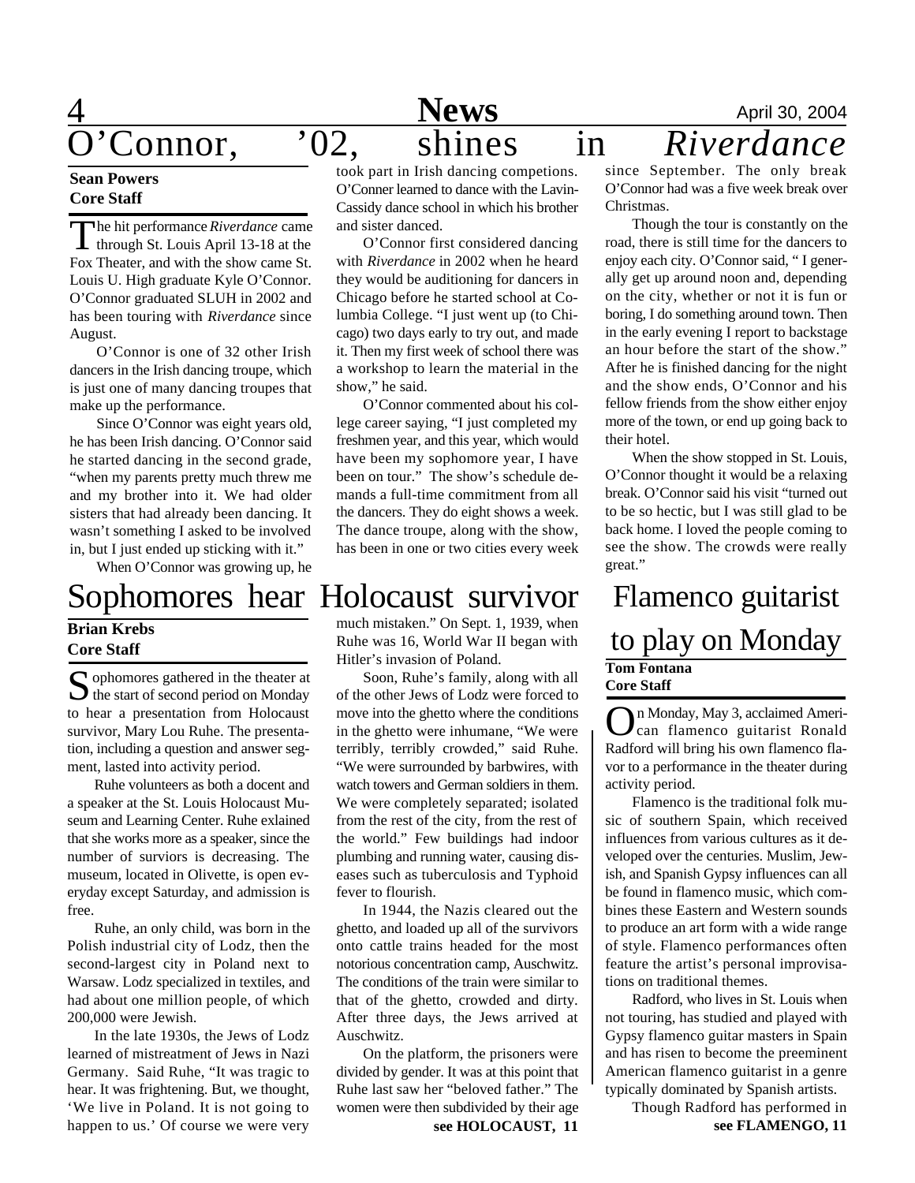# O'Connor, '02, shines in *Riverdance*

**Sean Powers**
**Core Staff**

The hit performance *Riverdance* came through St. Louis April 13-18 at the Fox Theater, and with the show came St. Louis U. High graduate Kyle O'Connor. O'Connor graduated SLUH in 2002 and has been touring with *Riverdance* since August.

O'Connor is one of 32 other Irish dancers in the Irish dancing troupe, which is just one of many dancing troupes that make up the performance.

Since O'Connor was eight years old, he has been Irish dancing. O'Connor said he started dancing in the second grade, "when my parents pretty much threw me and my brother into it. We had older sisters that had already been dancing. It wasn't something I asked to be involved in, but I just ended up sticking with it."

When O'Connor was growing up, he took part in Irish dancing competions. O'Conner learned to dance with the Lavin-Cassidy dance school in which his brother and sister danced.

O'Connor first considered dancing with *Riverdance* in 2002 when he heard they would be auditioning for dancers in Chicago before he started school at Columbia College. "I just went up (to Chicago) two days early to try out, and made it. Then my first week of school there was a workshop to learn the material in the show," he said.

O'Connor commented about his college career saying, "I just completed my freshmen year, and this year, which would have been my sophomore year, I have been on tour." The show's schedule demands a full-time commitment from all the dancers. They do eight shows a week. The dance troupe, along with the show, has been in one or two cities every week since September. The only break O'Connor had was a five week break over Christmas.

Though the tour is constantly on the road, there is still time for the dancers to enjoy each city. O'Connor said, " I generally get up around noon and, depending on the city, whether or not it is fun or boring, I do something around town. Then in the early evening I report to backstage an hour before the start of the show." After he is finished dancing for the night and the show ends, O'Connor and his fellow friends from the show either enjoy more of the town, or end up going back to their hotel.

When the show stopped in St. Louis, O'Connor thought it would be a relaxing break. O'Connor said his visit "turned out to be so hectic, but I was still glad to be back home. I loved the people coming to see the show. The crowds were really great."

# Sophomores hear Holocaust survivor

**Brian Krebs**
**Core Staff**

Sophomores gathered in the theater at the start of second period on Monday to hear a presentation from Holocaust survivor, Mary Lou Ruhe. The presentation, including a question and answer segment, lasted into activity period.

Ruhe volunteers as both a docent and a speaker at the St. Louis Holocaust Museum and Learning Center. Ruhe exlained that she works more as a speaker, since the number of surviors is decreasing. The museum, located in Olivette, is open everyday except Saturday, and admission is free.

Ruhe, an only child, was born in the Polish industrial city of Lodz, then the second-largest city in Poland next to Warsaw. Lodz specialized in textiles, and had about one million people, of which 200,000 were Jewish.

In the late 1930s, the Jews of Lodz learned of mistreatment of Jews in Nazi Germany. Said Ruhe, "It was tragic to hear. It was frightening. But, we thought, 'We live in Poland. It is not going to happen to us.' Of course we were very much mistaken." On Sept. 1, 1939, when Ruhe was 16, World War II began with Hitler's invasion of Poland.

Soon, Ruhe's family, along with all of the other Jews of Lodz were forced to move into the ghetto where the conditions in the ghetto were inhumane, "We were terribly, terribly crowded," said Ruhe. "We were surrounded by barbwires, with watch towers and German soldiers in them. We were completely separated; isolated from the rest of the city, from the rest of the world." Few buildings had indoor plumbing and running water, causing diseases such as tuberculosis and Typhoid fever to flourish.

In 1944, the Nazis cleared out the ghetto, and loaded up all of the survivors onto cattle trains headed for the most notorious concentration camp, Auschwitz. The conditions of the train were similar to that of the ghetto, crowded and dirty. After three days, the Jews arrived at Auschwitz.

On the platform, the prisoners were divided by gender. It was at this point that Ruhe last saw her "beloved father." The women were then subdivided by their age

**see HOLOCAUST, 11**

# Flamenco guitarist to play on Monday

**Tom Fontana**
**Core Staff**

On Monday, May 3, acclaimed American flamenco guitarist Ronald Radford will bring his own flamenco flavor to a performance in the theater during activity period.

Flamenco is the traditional folk music of southern Spain, which received influences from various cultures as it developed over the centuries. Muslim, Jewish, and Spanish Gypsy influences can all be found in flamenco music, which combines these Eastern and Western sounds to produce an art form with a wide range of style. Flamenco performances often feature the artist's personal improvisations on traditional themes.

Radford, who lives in St. Louis when not touring, has studied and played with Gypsy flamenco guitar masters in Spain and has risen to become the preeminent American flamenco guitarist in a genre typically dominated by Spanish artists.

Though Radford has performed in

**see FLAMENGO, 11**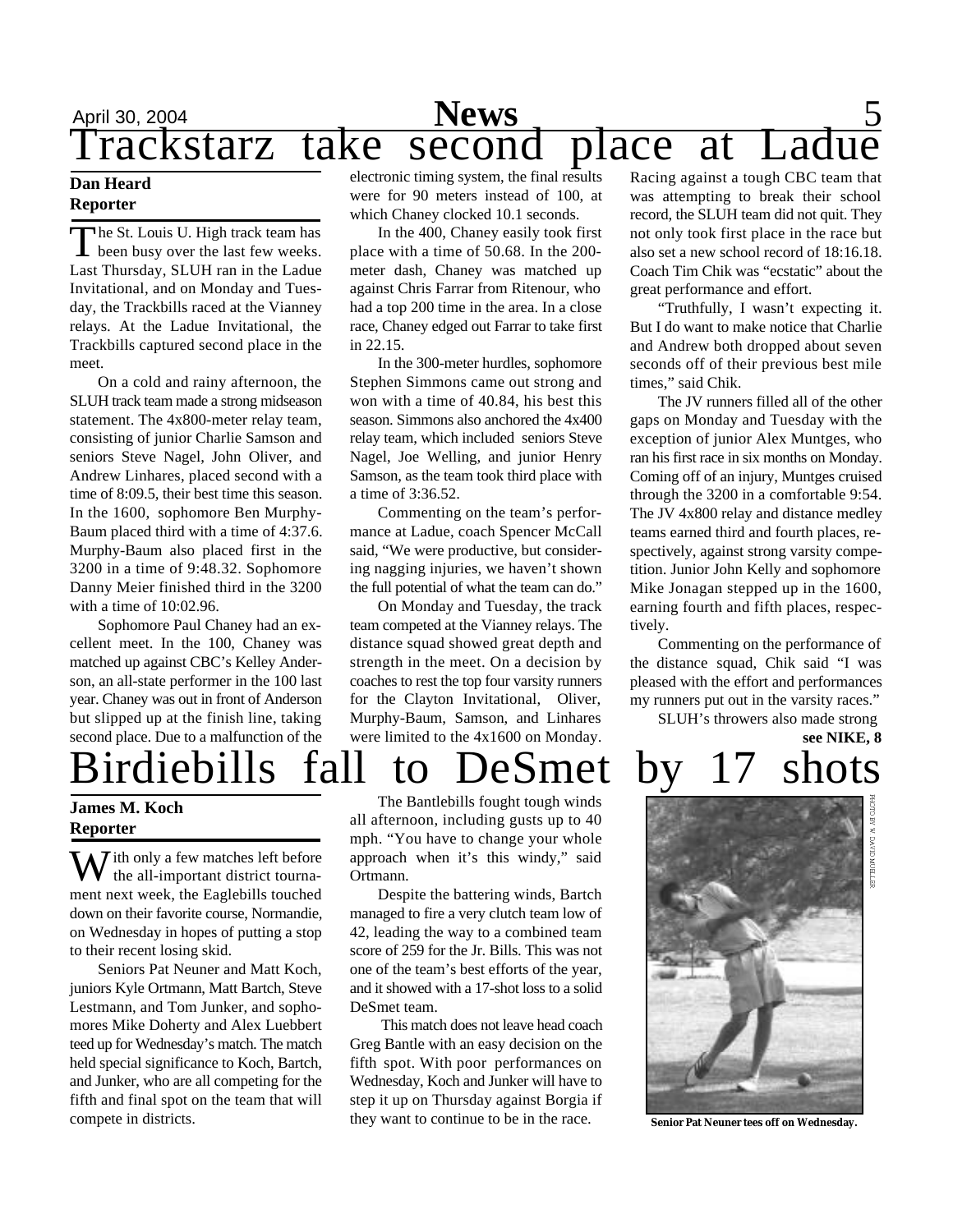# Trackstarz take second place at Ladue

**Dan Heard**
**Reporter**

The St. Louis U. High track team has been busy over the last few weeks. Last Thursday, SLUH ran in the Ladue Invitational, and on Monday and Tuesday, the Trackbills raced at the Vianney relays. At the Ladue Invitational, the Trackbills captured second place in the meet.

On a cold and rainy afternoon, the SLUH track team made a strong midseason statement. The 4x800-meter relay team, consisting of junior Charlie Samson and seniors Steve Nagel, John Oliver, and Andrew Linhares, placed second with a time of 8:09.5, their best time this season. In the 1600, sophomore Ben Murphy-Baum placed third with a time of 4:37.6. Murphy-Baum also placed first in the 3200 in a time of 9:48.32. Sophomore Danny Meier finished third in the 3200 with a time of 10:02.96.

Sophomore Paul Chaney had an excellent meet. In the 100, Chaney was matched up against CBC's Kelley Anderson, an all-state performer in the 100 last year. Chaney was out in front of Anderson but slipped up at the finish line, taking second place. Due to a malfunction of the electronic timing system, the final results were for 90 meters instead of 100, at which Chaney clocked 10.1 seconds.

In the 400, Chaney easily took first place with a time of 50.68. In the 200-meter dash, Chaney was matched up against Chris Farrar from Ritenour, who had a top 200 time in the area. In a close race, Chaney edged out Farrar to take first in 22.15.

In the 300-meter hurdles, sophomore Stephen Simmons came out strong and won with a time of 40.84, his best this season. Simmons also anchored the 4x400 relay team, which included seniors Steve Nagel, Joe Welling, and junior Henry Samson, as the team took third place with a time of 3:36.52.

Commenting on the team's performance at Ladue, coach Spencer McCall said, "We were productive, but considering nagging injuries, we haven't shown the full potential of what the team can do."

On Monday and Tuesday, the track team competed at the Vianney relays. The distance squad showed great depth and strength in the meet. On a decision by coaches to rest the top four varsity runners for the Clayton Invitational, Oliver, Murphy-Baum, Samson, and Linhares were limited to the 4x1600 on Monday. Racing against a tough CBC team that was attempting to break their school record, the SLUH team did not quit. They not only took first place in the race but also set a new school record of 18:16.18. Coach Tim Chik was "ecstatic" about the great performance and effort.

"Truthfully, I wasn't expecting it. But I do want to make notice that Charlie and Andrew both dropped about seven seconds off of their previous best mile times," said Chik.

The JV runners filled all of the other gaps on Monday and Tuesday with the exception of junior Alex Muntges, who ran his first race in six months on Monday. Coming off of an injury, Muntges cruised through the 3200 in a comfortable 9:54. The JV 4x800 relay and distance medley teams earned third and fourth places, respectively, against strong varsity competition. Junior John Kelly and sophomore Mike Jonagan stepped up in the 1600, earning fourth and fifth places, respectively.

Commenting on the performance of the distance squad, Chik said "I was pleased with the effort and performances my runners put out in the varsity races."

SLUH's throwers also made strong

**see NIKE, 8**

# Birdiebills fall to DeSmet by 17 shots

**James M. Koch**
**Reporter**

With only a few matches left before the all-important district tournament next week, the Eaglebills touched down on their favorite course, Normandie, on Wednesday in hopes of putting a stop to their recent losing skid.

Seniors Pat Neuner and Matt Koch, juniors Kyle Ortmann, Matt Bartch, Steve Lestmann, and Tom Junker, and sophomores Mike Doherty and Alex Luebbert teed up for Wednesday's match. The match held special significance to Koch, Bartch, and Junker, who are all competing for the fifth and final spot on the team that will compete in districts.

The Bantlebills fought tough winds all afternoon, including gusts up to 40 mph. "You have to change your whole approach when it's this windy," said Ortmann.

Despite the battering winds, Bartch managed to fire a very clutch team low of 42, leading the way to a combined team score of 259 for the Jr. Bills. This was not one of the team's best efforts of the year, and it showed with a 17-shot loss to a solid DeSmet team.

This match does not leave head coach Greg Bantle with an easy decision on the fifth spot. With poor performances on Wednesday, Koch and Junker will have to step it up on Thursday against Borgia if they want to continue to be in the race.

PHOTO BY W. DAVID MUELLER

Senior Pat Neuner tees off on Wednesday.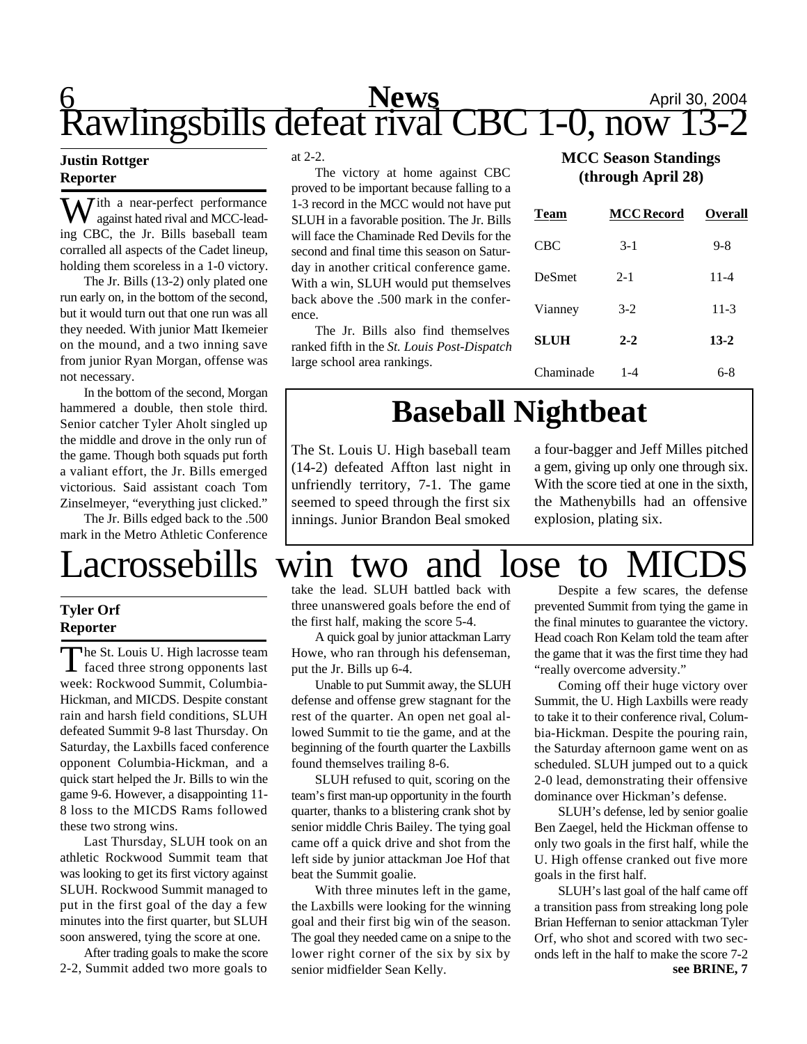# Rawlingsbills defeat rival CBC 1-0, now 13-2

**Justin Rottger**
**Reporter**

With a near-perfect performance against hated rival and MCC-leading CBC, the Jr. Bills baseball team corralled all aspects of the Cadet lineup, holding them scoreless in a 1-0 victory.

The Jr. Bills (13-2) only plated one run early on, in the bottom of the second, but it would turn out that one run was all they needed. With junior Matt Ikemeier on the mound, and a two inning save from junior Ryan Morgan, offense was not necessary.

In the bottom of the second, Morgan hammered a double, then stole third. Senior catcher Tyler Aholt singled up the middle and drove in the only run of the game. Though both squads put forth a valiant effort, the Jr. Bills emerged victorious. Said assistant coach Tom Zinselmeyer, "everything just clicked."

The Jr. Bills edged back to the .500 mark in the Metro Athletic Conference at 2-2.

The victory at home against CBC proved to be important because falling to a 1-3 record in the MCC would not have put SLUH in a favorable position. The Jr. Bills will face the Chaminade Red Devils for the second and final time this season on Saturday in another critical conference game. With a win, SLUH would put themselves back above the .500 mark in the conference.

The Jr. Bills also find themselves ranked fifth in the *St. Louis Post-Dispatch* large school area rankings.

**MCC Season Standings (through April 28)**

| Team | MCC Record | Overall |
|---|---|---|
| CBC | 3-1 | 9-8 |
| DeSmet | 2-1 | 11-4 |
| Vianney | 3-2 | 11-3 |
| **SLUH** | **2-2** | **13-2** |
| Chaminade | 1-4 | 6-8 |

## Baseball Nightbeat

The St. Louis U. High baseball team (14-2) defeated Affton last night in unfriendly territory, 7-1. The game seemed to speed through the first six innings. Junior Brandon Beal smoked a four-bagger and Jeff Milles pitched a gem, giving up only one through six. With the score tied at one in the sixth, the Mathenybills had an offensive explosion, plating six.

# Lacrossebills win two and lose to MICDS

**Tyler Orf**
**Reporter**

The St. Louis U. High lacrosse team faced three strong opponents last week: Rockwood Summit, Columbia-Hickman, and MICDS. Despite constant rain and harsh field conditions, SLUH defeated Summit 9-8 last Thursday. On Saturday, the Laxbills faced conference opponent Columbia-Hickman, and a quick start helped the Jr. Bills to win the game 9-6. However, a disappointing 11-8 loss to the MICDS Rams followed these two strong wins.

Last Thursday, SLUH took on an athletic Rockwood Summit team that was looking to get its first victory against SLUH. Rockwood Summit managed to put in the first goal of the day a few minutes into the first quarter, but SLUH soon answered, tying the score at one.

After trading goals to make the score 2-2, Summit added two more goals to take the lead. SLUH battled back with three unanswered goals before the end of the first half, making the score 5-4.

A quick goal by junior attackman Larry Howe, who ran through his defenseman, put the Jr. Bills up 6-4.

Unable to put Summit away, the SLUH defense and offense grew stagnant for the rest of the quarter. An open net goal allowed Summit to tie the game, and at the beginning of the fourth quarter the Laxbills found themselves trailing 8-6.

SLUH refused to quit, scoring on the team's first man-up opportunity in the fourth quarter, thanks to a blistering crank shot by senior middle Chris Bailey. The tying goal came off a quick drive and shot from the left side by junior attackman Joe Hof that beat the Summit goalie.

With three minutes left in the game, the Laxbills were looking for the winning goal and their first big win of the season. The goal they needed came on a snipe to the lower right corner of the six by six by senior midfielder Sean Kelly.

Despite a few scares, the defense prevented Summit from tying the game in the final minutes to guarantee the victory. Head coach Ron Kelam told the team after the game that it was the first time they had "really overcome adversity."

Coming off their huge victory over Summit, the U. High Laxbills were ready to take it to their conference rival, Columbia-Hickman. Despite the pouring rain, the Saturday afternoon game went on as scheduled. SLUH jumped out to a quick 2-0 lead, demonstrating their offensive dominance over Hickman's defense.

SLUH's defense, led by senior goalie Ben Zaegel, held the Hickman offense to only two goals in the first half, while the U. High offense cranked out five more goals in the first half.

SLUH's last goal of the half came off a transition pass from streaking long pole Brian Heffernan to senior attackman Tyler Orf, who shot and scored with two seconds left in the half to make the score 7-2

**see BRINE, 7**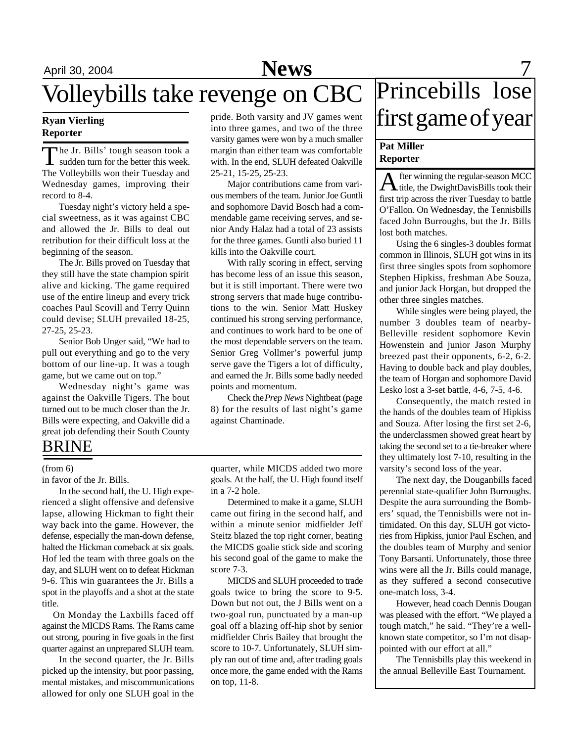# Volleybills take revenge on CBC

**Ryan Vierling**
**Reporter**

The Jr. Bills' tough season took a sudden turn for the better this week. The Volleybills won their Tuesday and Wednesday games, improving their record to 8-4.

Tuesday night's victory held a special sweetness, as it was against CBC and allowed the Jr. Bills to deal out retribution for their difficult loss at the beginning of the season.

The Jr. Bills proved on Tuesday that they still have the state champion spirit alive and kicking. The game required use of the entire lineup and every trick coaches Paul Scovill and Terry Quinn could devise; SLUH prevailed 18-25, 27-25, 25-23.

Senior Bob Unger said, "We had to pull out everything and go to the very bottom of our line-up. It was a tough game, but we came out on top."

Wednesday night's game was against the Oakville Tigers. The bout turned out to be much closer than the Jr. Bills were expecting, and Oakville did a great job defending their South County pride. Both varsity and JV games went into three games, and two of the three varsity games were won by a much smaller margin than either team was comfortable with. In the end, SLUH defeated Oakville 25-21, 15-25, 25-23.

Major contributions came from various members of the team. Junior Joe Guntli and sophomore David Bosch had a commendable game receiving serves, and senior Andy Halaz had a total of 23 assists for the three games. Guntli also buried 11 kills into the Oakville court.

With rally scoring in effect, serving has become less of an issue this season, but it is still important. There were two strong servers that made huge contributions to the win. Senior Matt Huskey continued his strong serving performance, and continues to work hard to be one of the most dependable servers on the team. Senior Greg Vollmer's powerful jump serve gave the Tigers a lot of difficulty, and earned the Jr. Bills some badly needed points and momentum.

Check the *Prep News* Nightbeat (page 8) for the results of last night's game against Chaminade.

# BRINE

(from 6)

in favor of the Jr. Bills.

In the second half, the U. High experienced a slight offensive and defensive lapse, allowing Hickman to fight their way back into the game. However, the defense, especially the man-down defense, halted the Hickman comeback at six goals. Hof led the team with three goals on the day, and SLUH went on to defeat Hickman 9-6. This win guarantees the Jr. Bills a spot in the playoffs and a shot at the state title.

On Monday the Laxbills faced off against the MICDS Rams. The Rams came out strong, pouring in five goals in the first quarter against an unprepared SLUH team.

In the second quarter, the Jr. Bills picked up the intensity, but poor passing, mental mistakes, and miscommunications allowed for only one SLUH goal in the quarter, while MICDS added two more goals. At the half, the U. High found itself in a 7-2 hole.

Determined to make it a game, SLUH came out firing in the second half, and within a minute senior midfielder Jeff Steitz blazed the top right corner, beating the MICDS goalie stick side and scoring his second goal of the game to make the score 7-3.

MICDS and SLUH proceeded to trade goals twice to bring the score to 9-5. Down but not out, the J Bills went on a two-goal run, punctuated by a man-up goal off a blazing off-hip shot by senior midfielder Chris Bailey that brought the score to 10-7. Unfortunately, SLUH simply ran out of time and, after trading goals once more, the game ended with the Rams on top, 11-8.

# Princebills lose first game of year

**Pat Miller**
**Reporter**

After winning the regular-season MCC title, the DwightDavisBills took their first trip across the river Tuesday to battle O'Fallon. On Wednesday, the Tennisbills faced John Burroughs, but the Jr. Bills lost both matches.

Using the 6 singles-3 doubles format common in Illinois, SLUH got wins in its first three singles spots from sophomore Stephen Hipkiss, freshman Abe Souza, and junior Jack Horgan, but dropped the other three singles matches.

While singles were being played, the number 3 doubles team of nearby-Belleville resident sophomore Kevin Howenstein and junior Jason Murphy breezed past their opponents, 6-2, 6-2. Having to double back and play doubles, the team of Horgan and sophomore David Lesko lost a 3-set battle, 4-6, 7-5, 4-6.

Consequently, the match rested in the hands of the doubles team of Hipkiss and Souza. After losing the first set 2-6, the underclassmen showed great heart by taking the second set to a tie-breaker where they ultimately lost 7-10, resulting in the varsity's second loss of the year.

The next day, the Douganbills faced perennial state-qualifier John Burroughs. Despite the aura surrounding the Bombers' squad, the Tennisbills were not intimidated. On this day, SLUH got victories from Hipkiss, junior Paul Eschen, and the doubles team of Murphy and senior Tony Barsanti. Unfortunately, those three wins were all the Jr. Bills could manage, as they suffered a second consecutive one-match loss, 3-4.

However, head coach Dennis Dougan was pleased with the effort. "We played a tough match," he said. "They're a well-known state competitor, so I'm not disappointed with our effort at all."

The Tennisbills play this weekend in the annual Belleville East Tournament.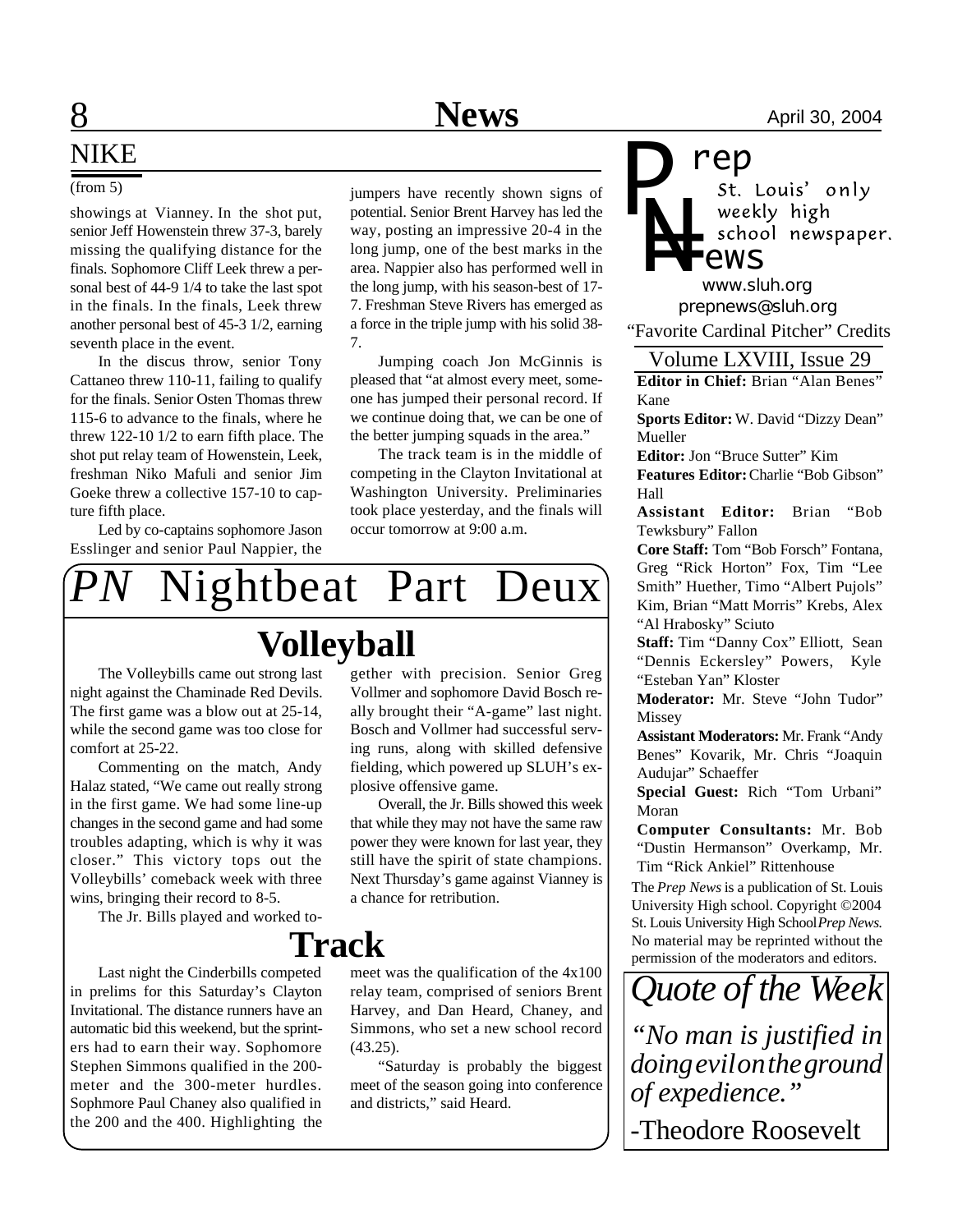## NIKE

(from 5)

showings at Vianney. In the shot put, senior Jeff Howenstein threw 37-3, barely missing the qualifying distance for the finals. Sophomore Cliff Leek threw a personal best of 44-9 1/4 to take the last spot in the finals. In the finals, Leek threw another personal best of 45-3 1/2, earning seventh place in the event.

In the discus throw, senior Tony Cattaneo threw 110-11, failing to qualify for the finals. Senior Osten Thomas threw 115-6 to advance to the finals, where he threw 122-10 1/2 to earn fifth place. The shot put relay team of Howenstein, Leek, freshman Niko Mafuli and senior Jim Goeke threw a collective 157-10 to capture fifth place.

Led by co-captains sophomore Jason Esslinger and senior Paul Nappier, the jumpers have recently shown signs of potential. Senior Brent Harvey has led the way, posting an impressive 20-4 in the long jump, one of the best marks in the area. Nappier also has performed well in the long jump, with his season-best of 17-7. Freshman Steve Rivers has emerged as a force in the triple jump with his solid 38-7.

Jumping coach Jon McGinnis is pleased that "at almost every meet, someone has jumped their personal record. If we continue doing that, we can be one of the better jumping squads in the area."

The track team is in the middle of competing in the Clayton Invitational at Washington University. Preliminaries took place yesterday, and the finals will occur tomorrow at 9:00 a.m.

# *PN* Nightbeat Part Deux

## Volleyball

The Volleybills came out strong last night against the Chaminade Red Devils. The first game was a blow out at 25-14, while the second game was too close for comfort at 25-22.

Commenting on the match, Andy Halaz stated, "We came out really strong in the first game. We had some line-up changes in the second game and had some troubles adapting, which is why it was closer." This victory tops out the Volleybills' comeback week with three wins, bringing their record to 8-5.

The Jr. Bills played and worked together with precision. Senior Greg Vollmer and sophomore David Bosch really brought their "A-game" last night. Bosch and Vollmer had successful serving runs, along with skilled defensive fielding, which powered up SLUH's explosive offensive game.

Overall, the Jr. Bills showed this week that while they may not have the same raw power they were known for last year, they still have the spirit of state champions. Next Thursday's game against Vianney is a chance for retribution.

## Track

Last night the Cinderbills competed in prelims for this Saturday's Clayton Invitational. The distance runners have an automatic bid this weekend, but the sprinters had to earn their way. Sophomore Stephen Simmons qualified in the 200-meter and the 300-meter hurdles. Sophmore Paul Chaney also qualified in the 200 and the 400. Highlighting the meet was the qualification of the 4x100 relay team, comprised of seniors Brent Harvey, and Dan Heard, Chaney, and Simmons, who set a new school record (43.25).

"Saturday is probably the biggest meet of the season going into conference and districts," said Heard.

---

**Prep News**
St. Louis' only weekly high school newspaper.
www.sluh.org
prepnews@sluh.org

"Favorite Cardinal Pitcher" Credits

Volume LXVIII, Issue 29

**Editor in Chief:** Brian "Alan Benes" Kane

**Sports Editor:** W. David "Dizzy Dean" Mueller

**Editor:** Jon "Bruce Sutter" Kim

**Features Editor:** Charlie "Bob Gibson" Hall

**Assistant Editor:** Brian "Bob Tewksbury" Fallon

**Core Staff:** Tom "Bob Forsch" Fontana, Greg "Rick Horton" Fox, Tim "Lee Smith" Huether, Timo "Albert Pujols" Kim, Brian "Matt Morris" Krebs, Alex "Al Hrabosky" Sciuto

**Staff:** Tim "Danny Cox" Elliott, Sean "Dennis Eckersley" Powers, Kyle "Esteban Yan" Kloster

**Moderator:** Mr. Steve "John Tudor" Missey

**Assistant Moderators:** Mr. Frank "Andy Benes" Kovarik, Mr. Chris "Joaquin Audujar" Schaeffer

**Special Guest:** Rich "Tom Urbani" Moran

**Computer Consultants:** Mr. Bob "Dustin Hermanson" Overkamp, Mr. Tim "Rick Ankiel" Rittenhouse

The *Prep News* is a publication of St. Louis University High school. Copyright ©2004 St. Louis University High School *Prep News*. No material may be reprinted without the permission of the moderators and editors.

## *Quote of the Week*

*"No man is justified in doing evil on the ground of expedience."*

-Theodore Roosevelt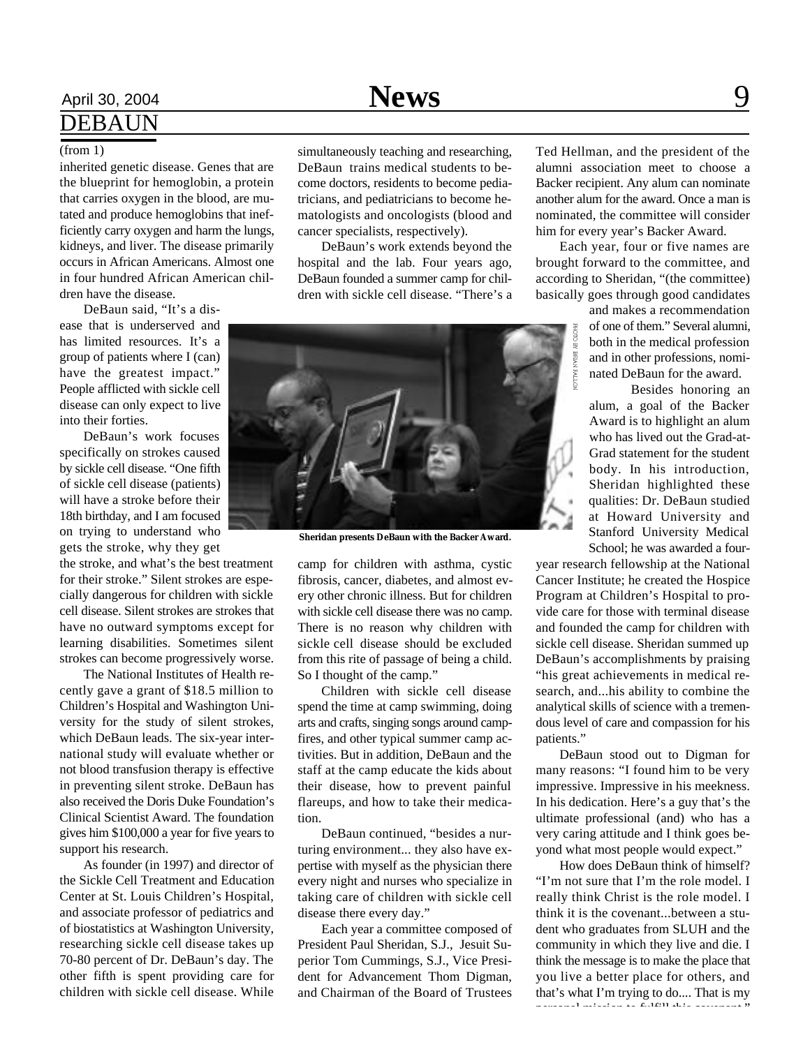# DEBAUN

(from 1)

inherited genetic disease. Genes that are the blueprint for hemoglobin, a protein that carries oxygen in the blood, are mutated and produce hemoglobins that inefficiently carry oxygen and harm the lungs, kidneys, and liver. The disease primarily occurs in African Americans. Almost one in four hundred African American children have the disease.

DeBaun said, "It's a disease that is underserved and has limited resources. It's a group of patients where I (can) have the greatest impact." People afflicted with sickle cell disease can only expect to live into their forties.

DeBaun's work focuses specifically on strokes caused by sickle cell disease. "One fifth of sickle cell disease (patients) will have a stroke before their 18th birthday, and I am focused on trying to understand who gets the stroke, why they get the stroke, and what's the best treatment for their stroke." Silent strokes are especially dangerous for children with sickle cell disease. Silent strokes are strokes that have no outward symptoms except for learning disabilities. Sometimes silent strokes can become progressively worse.

The National Institutes of Health recently gave a grant of $18.5 million to Children's Hospital and Washington University for the study of silent strokes, which DeBaun leads. The six-year international study will evaluate whether or not blood transfusion therapy is effective in preventing silent stroke. DeBaun has also received the Doris Duke Foundation's Clinical Scientist Award. The foundation gives him $100,000 a year for five years to support his research.

As founder (in 1997) and director of the Sickle Cell Treatment and Education Center at St. Louis Children's Hospital, and associate professor of pediatrics and of biostatistics at Washington University, researching sickle cell disease takes up 70-80 percent of Dr. DeBaun's day. The other fifth is spent providing care for children with sickle cell disease. While simultaneously teaching and researching, DeBaun trains medical students to become doctors, residents to become pediatricians, and pediatricians to become hematologists and oncologists (blood and cancer specialists, respectively).

DeBaun's work extends beyond the hospital and the lab. Four years ago, DeBaun founded a summer camp for children with sickle cell disease. "There's a camp for children with asthma, cystic fibrosis, cancer, diabetes, and almost every other chronic illness. But for children with sickle cell disease there was no camp. There is no reason why children with sickle cell disease should be excluded from this rite of passage of being a child. So I thought of the camp."

PHOTO BY BRIAN FALLON

**Sheridan presents DeBaun with the Backer Award.**

Children with sickle cell disease spend the time at camp swimming, doing arts and crafts, singing songs around campfires, and other typical summer camp activities. But in addition, DeBaun and the staff at the camp educate the kids about their disease, how to prevent painful flareups, and how to take their medication.

DeBaun continued, "besides a nurturing environment... they also have expertise with myself as the physician there every night and nurses who specialize in taking care of children with sickle cell disease there every day."

Each year a committee composed of President Paul Sheridan, S.J., Jesuit Superior Tom Cummings, S.J., Vice President for Advancement Thom Digman, and Chairman of the Board of Trustees Ted Hellman, and the president of the alumni association meet to choose a Backer recipient. Any alum can nominate another alum for the award. Once a man is nominated, the committee will consider him for every year's Backer Award.

Each year, four or five names are brought forward to the committee, and according to Sheridan, "(the committee) basically goes through good candidates and makes a recommendation of one of them." Several alumni, both in the medical profession and in other professions, nominated DeBaun for the award.

Besides honoring an alum, a goal of the Backer Award is to highlight an alum who has lived out the Grad-at-Grad statement for the student body. In his introduction, Sheridan highlighted these qualities: Dr. DeBaun studied at Howard University and Stanford University Medical School; he was awarded a four-year research fellowship at the National Cancer Institute; he created the Hospice Program at Children's Hospital to provide care for those with terminal disease and founded the camp for children with sickle cell disease. Sheridan summed up DeBaun's accomplishments by praising "his great achievements in medical research, and...his ability to combine the analytical skills of science with a tremendous level of care and compassion for his patients."

DeBaun stood out to Digman for many reasons: "I found him to be very impressive. Impressive in his meekness. In his dedication. Here's a guy that's the ultimate professional (and) who has a very caring attitude and I think goes beyond what most people would expect."

How does DeBaun think of himself? "I'm not sure that I'm the role model. I really think Christ is the role model. I think it is the covenant...between a student who graduates from SLUH and the community in which they live and die. I think the message is to make the place that you live a better place for others, and that's what I'm trying to do.... That is my personal mission to fulfill this covenant."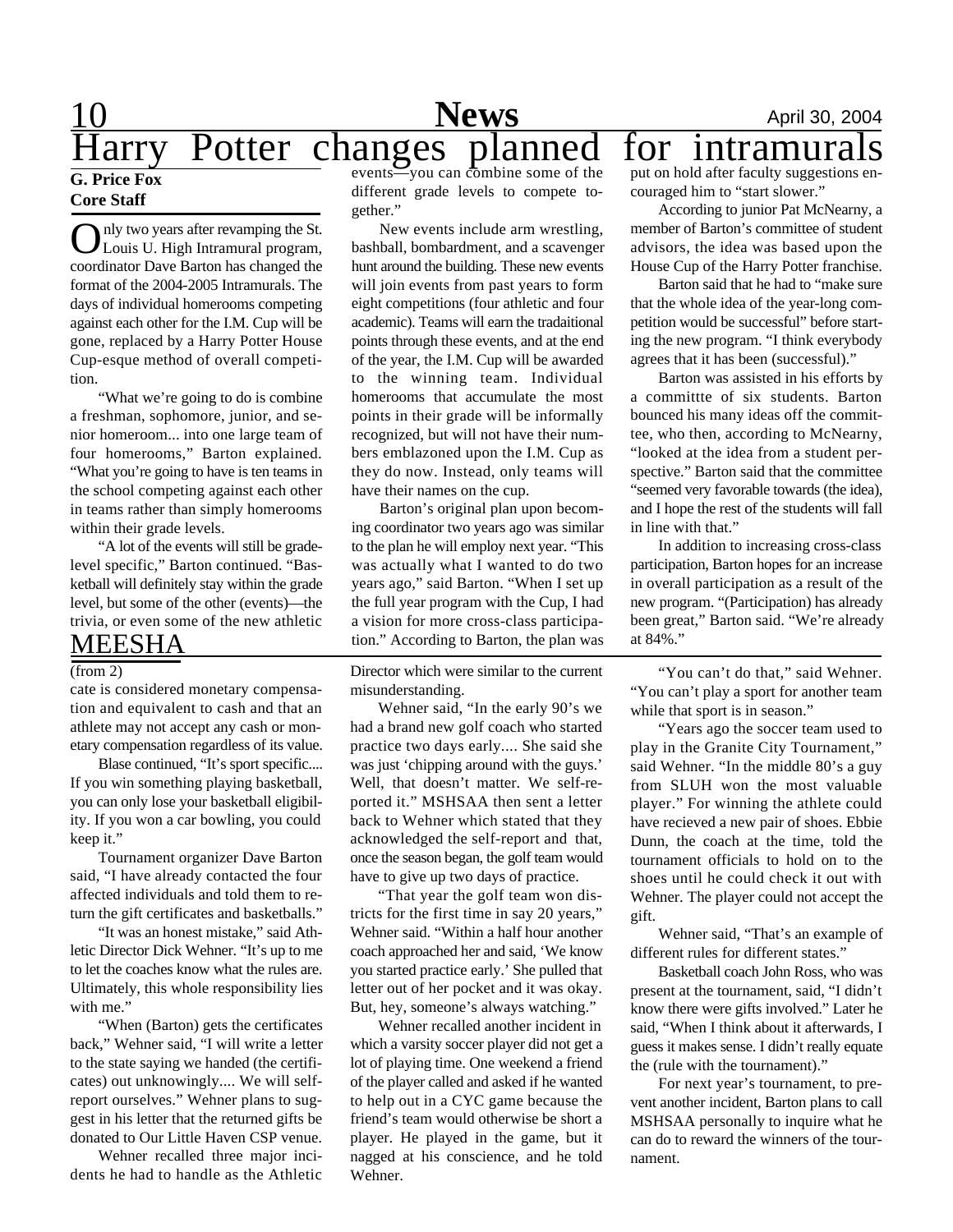# Harry Potter changes planned for intramurals

**G. Price Fox**
**Core Staff**

Only two years after revamping the St. Louis U. High Intramural program, coordinator Dave Barton has changed the format of the 2004-2005 Intramurals. The days of individual homerooms competing against each other for the I.M. Cup will be gone, replaced by a Harry Potter House Cup-esque method of overall competition.

"What we're going to do is combine a freshman, sophomore, junior, and senior homeroom... into one large team of four homerooms," Barton explained. "What you're going to have is ten teams in the school competing against each other in teams rather than simply homerooms within their grade levels.

"A lot of the events will still be grade-level specific," Barton continued. "Basketball will definitely stay within the grade level, but some of the other (events)—the trivia, or even some of the new athletic events—you can combine some of the different grade levels to compete together."

New events include arm wrestling, bashball, bombardment, and a scavenger hunt around the building. These new events will join events from past years to form eight competitions (four athletic and four academic). Teams will earn the tradaitional points through these events, and at the end of the year, the I.M. Cup will be awarded to the winning team. Individual homerooms that accumulate the most points in their grade will be informally recognized, but will not have their numbers emblazoned upon the I.M. Cup as they do now. Instead, only teams will have their names on the cup.

Barton's original plan upon becoming coordinator two years ago was similar to the plan he will employ next year. "This was actually what I wanted to do two years ago," said Barton. "When I set up the full year program with the Cup, I had a vision for more cross-class participation." According to Barton, the plan was put on hold after faculty suggestions encouraged him to "start slower."

According to junior Pat McNearny, a member of Barton's committee of student advisors, the idea was based upon the House Cup of the Harry Potter franchise.

Barton said that he had to "make sure that the whole idea of the year-long competition would be successful" before starting the new program. "I think everybody agrees that it has been (successful)."

Barton was assisted in his efforts by a committte of six students. Barton bounced his many ideas off the committee, who then, according to McNearny, "looked at the idea from a student perspective." Barton said that the committee "seemed very favorable towards (the idea), and I hope the rest of the students will fall in line with that."

In addition to increasing cross-class participation, Barton hopes for an increase in overall participation as a result of the new program. "(Participation) has already been great," Barton said. "We're already at 84%."

## MEESHA

(from 2)

cate is considered monetary compensation and equivalent to cash and that an athlete may not accept any cash or monetary compensation regardless of its value.

Blase continued, "It's sport specific.... If you win something playing basketball, you can only lose your basketball eligibility. If you won a car bowling, you could keep it."

Tournament organizer Dave Barton said, "I have already contacted the four affected individuals and told them to return the gift certificates and basketballs."

"It was an honest mistake," said Athletic Director Dick Wehner. "It's up to me to let the coaches know what the rules are. Ultimately, this whole responsibility lies with me."

"When (Barton) gets the certificates back," Wehner said, "I will write a letter to the state saying we handed (the certificates) out unknowingly.... We will self-report ourselves." Wehner plans to suggest in his letter that the returned gifts be donated to Our Little Haven CSP venue.

Wehner recalled three major incidents he had to handle as the Athletic Director which were similar to the current misunderstanding.

Wehner said, "In the early 90's we had a brand new golf coach who started practice two days early.... She said she was just 'chipping around with the guys.' Well, that doesn't matter. We self-reported it." MSHSAA then sent a letter back to Wehner which stated that they acknowledged the self-report and that, once the season began, the golf team would have to give up two days of practice.

"That year the golf team won districts for the first time in say 20 years," Wehner said. "Within a half hour another coach approached her and said, 'We know you started practice early.' She pulled that letter out of her pocket and it was okay. But, hey, someone's always watching."

Wehner recalled another incident in which a varsity soccer player did not get a lot of playing time. One weekend a friend of the player called and asked if he wanted to help out in a CYC game because the friend's team would otherwise be short a player. He played in the game, but it nagged at his conscience, and he told Wehner.

"You can't do that," said Wehner. "You can't play a sport for another team while that sport is in season."

"Years ago the soccer team used to play in the Granite City Tournament," said Wehner. "In the middle 80's a guy from SLUH won the most valuable player." For winning the athlete could have recieved a new pair of shoes. Ebbie Dunn, the coach at the time, told the tournament officials to hold on to the shoes until he could check it out with Wehner. The player could not accept the gift.

Wehner said, "That's an example of different rules for different states."

Basketball coach John Ross, who was present at the tournament, said, "I didn't know there were gifts involved." Later he said, "When I think about it afterwards, I guess it makes sense. I didn't really equate the (rule with the tournament)."

For next year's tournament, to prevent another incident, Barton plans to call MSHSAA personally to inquire what he can do to reward the winners of the tournament.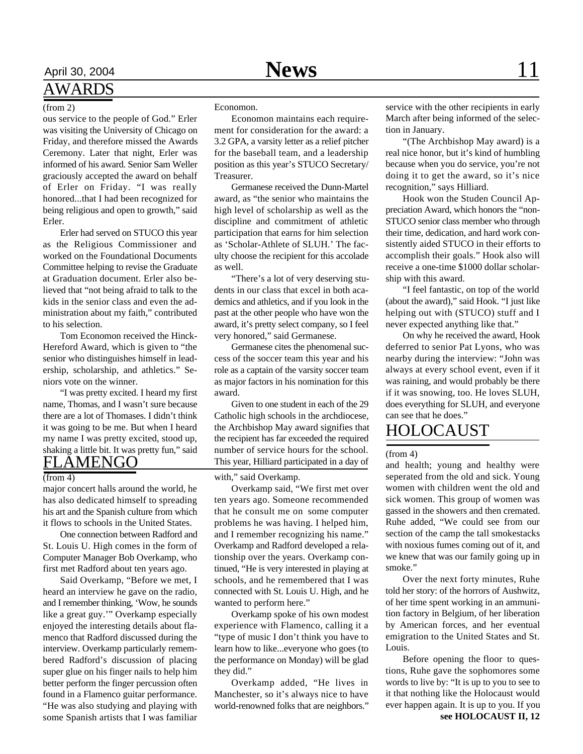## AWARDS

(from 2)

ous service to the people of God." Erler was visiting the University of Chicago on Friday, and therefore missed the Awards Ceremony. Later that night, Erler was informed of his award. Senior Sam Weller graciously accepted the award on behalf of Erler on Friday. "I was really honored...that I had been recognized for being religious and open to growth," said Erler.

Erler had served on STUCO this year as the Religious Commissioner and worked on the Foundational Documents Committee helping to revise the Graduate at Graduation document. Erler also believed that "not being afraid to talk to the kids in the senior class and even the administration about my faith," contributed to his selection.

Tom Economon received the Hinck-Hereford Award, which is given to "the senior who distinguishes himself in leadership, scholarship, and athletics." Seniors vote on the winner.

"I was pretty excited. I heard my first name, Thomas, and I wasn't sure because there are a lot of Thomases. I didn't think it was going to be me. But when I heard my name I was pretty excited, stood up, shaking a little bit. It was pretty fun," said Economon.

Economon maintains each requirement for consideration for the award: a 3.2 GPA, a varsity letter as a relief pitcher for the baseball team, and a leadership position as this year's STUCO Secretary/Treasurer.

Germanese received the Dunn-Martel award, as "the senior who maintains the high level of scholarship as well as the discipline and commitment of athletic participation that earns for him selection as 'Scholar-Athlete of SLUH.' The faculty choose the recipient for this accolade as well.

"There's a lot of very deserving students in our class that excel in both academics and athletics, and if you look in the past at the other people who have won the award, it's pretty select company, so I feel very honored," said Germanese.

Germanese cites the phenomenal success of the soccer team this year and his role as a captain of the varsity soccer team as major factors in his nomination for this award.

Given to one student in each of the 29 Catholic high schools in the archdiocese, the Archbishop May award signifies that the recipient has far exceeded the required number of service hours for the school. This year, Hilliard participated in a day of service with the other recipients in early March after being informed of the selection in January.

"(The Archbishop May award) is a real nice honor, but it's kind of humbling because when you do service, you're not doing it to get the award, so it's nice recognition," says Hilliard.

Hook won the Studen Council Appreciation Award, which honors the "non-STUCO senior class member who through their time, dedication, and hard work consistently aided STUCO in their efforts to accomplish their goals." Hook also will receive a one-time $1000 dollar scholarship with this award.

"I feel fantastic, on top of the world (about the award)," said Hook. "I just like helping out with (STUCO) stuff and I never expected anything like that."

On why he received the award, Hook deferred to senior Pat Lyons, who was nearby during the interview: "John was always at every school event, even if it was raining, and would probably be there if it was snowing, too. He loves SLUH, does everything for SLUH, and everyone can see that he does."

## FLAMENGO

(from 4)

major concert halls around the world, he has also dedicated himself to spreading his art and the Spanish culture from which it flows to schools in the United States.

One connection between Radford and St. Louis U. High comes in the form of Computer Manager Bob Overkamp, who first met Radford about ten years ago.

Said Overkamp, "Before we met, I heard an interview he gave on the radio, and I remember thinking, 'Wow, he sounds like a great guy.'" Overkamp especially enjoyed the interesting details about flamenco that Radford discussed during the interview. Overkamp particularly remembered Radford's discussion of placing super glue on his finger nails to help him better perform the finger percussion often found in a Flamenco guitar performance. "He was also studying and playing with some Spanish artists that I was familiar with," said Overkamp.

Overkamp said, "We first met over ten years ago. Someone recommended that he consult me on some computer problems he was having. I helped him, and I remember recognizing his name." Overkamp and Radford developed a relationship over the years. Overkamp continued, "He is very interested in playing at schools, and he remembered that I was connected with St. Louis U. High, and he wanted to perform here."

Overkamp spoke of his own modest experience with Flamenco, calling it a "type of music I don't think you have to learn how to like...everyone who goes (to the performance on Monday) will be glad they did."

Overkamp added, "He lives in Manchester, so it's always nice to have world-renowned folks that are neighbors."

## HOLOCAUST

(from 4)

and health; young and healthy were seperated from the old and sick. Young women with children went the old and sick women. This group of women was gassed in the showers and then cremated. Ruhe added, "We could see from our section of the camp the tall smokestacks with noxious fumes coming out of it, and we knew that was our family going up in smoke."

Over the next forty minutes, Ruhe told her story: of the horrors of Aushwitz, of her time spent working in an ammunition factory in Belgium, of her liberation by American forces, and her eventual emigration to the United States and St. Louis.

Before opening the floor to questions, Ruhe gave the sophomores some words to live by: "It is up to you to see to it that nothing like the Holocaust would ever happen again. It is up to you. If you

**see HOLOCAUST II, 12**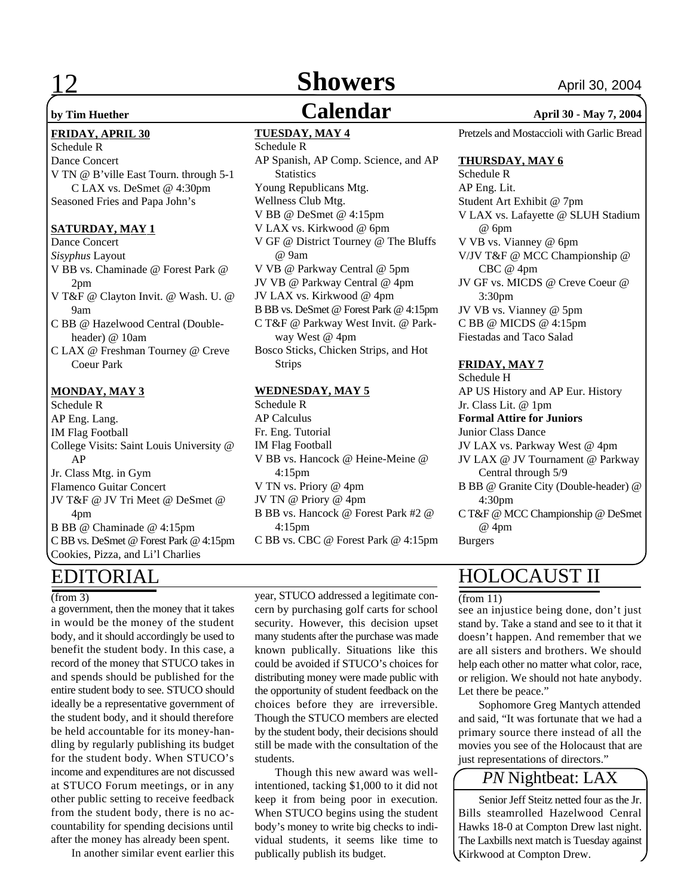# Showers Calendar

**by Tim Huether**

**April 30 - May 7, 2004**

**FRIDAY, APRIL 30**

Schedule R
Dance Concert
V TN @ B'ville East Tourn. through 5-1
C LAX vs. DeSmet @ 4:30pm
Seasoned Fries and Papa John's

**SATURDAY, MAY 1**

Dance Concert
*Sisyphus* Layout
V BB vs. Chaminade @ Forest Park @ 2pm
V T&F @ Clayton Invit. @ Wash. U. @ 9am
C BB @ Hazelwood Central (Double-header) @ 10am
C LAX @ Freshman Tourney @ Creve Coeur Park

**MONDAY, MAY 3**

Schedule R
AP Eng. Lang.
IM Flag Football
College Visits: Saint Louis University @ AP
Jr. Class Mtg. in Gym
Flamenco Guitar Concert
JV T&F @ JV Tri Meet @ DeSmet @ 4pm
B BB @ Chaminade @ 4:15pm
C BB vs. DeSmet @ Forest Park @ 4:15pm
Cookies, Pizza, and Li'l Charlies

**TUESDAY, MAY 4**

Schedule R
AP Spanish, AP Comp. Science, and AP Statistics
Young Republicans Mtg.
Wellness Club Mtg.
V BB @ DeSmet @ 4:15pm
V LAX vs. Kirkwood @ 6pm
V GF @ District Tourney @ The Bluffs @ 9am
V VB @ Parkway Central @ 5pm
JV VB @ Parkway Central @ 4pm
JV LAX vs. Kirkwood @ 4pm
B BB vs. DeSmet @ Forest Park @ 4:15pm
C T&F @ Parkway West Invit. @ Parkway West @ 4pm
Bosco Sticks, Chicken Strips, and Hot Strips

**WEDNESDAY, MAY 5**

Schedule R
AP Calculus
Fr. Eng. Tutorial
IM Flag Football
V BB vs. Hancock @ Heine-Meine @ 4:15pm
V TN vs. Priory @ 4pm
JV TN @ Priory @ 4pm
B BB vs. Hancock @ Forest Park #2 @ 4:15pm
C BB vs. CBC @ Forest Park @ 4:15pm
Pretzels and Mostaccioli with Garlic Bread

**THURSDAY, MAY 6**

Schedule R
AP Eng. Lit.
Student Art Exhibit @ 7pm
V LAX vs. Lafayette @ SLUH Stadium @ 6pm
V VB vs. Vianney @ 6pm
V/JV T&F @ MCC Championship @ CBC @ 4pm
JV GF vs. MICDS @ Creve Coeur @ 3:30pm
JV VB vs. Vianney @ 5pm
C BB @ MICDS @ 4:15pm
Fiestadas and Taco Salad

**FRIDAY, MAY 7**

Schedule H
AP US History and AP Eur. History
Jr. Class Lit. @ 1pm
**Formal Attire for Juniors**
Junior Class Dance
JV LAX vs. Parkway West @ 4pm
JV LAX @ JV Tournament @ Parkway Central through 5/9
B BB @ Granite City (Double-header) @ 4:30pm
C T&F @ MCC Championship @ DeSmet @ 4pm
Burgers

# EDITORIAL

(from 3)

a government, then the money that it takes in would be the money of the student body, and it should accordingly be used to benefit the student body. In this case, a record of the money that STUCO takes in and spends should be published for the entire student body to see. STUCO should ideally be a representative government of the student body, and it should therefore be held accountable for its money-handling by regularly publishing its budget for the student body. When STUCO's income and expenditures are not discussed at STUCO Forum meetings, or in any other public setting to receive feedback from the student body, there is no accountability for spending decisions until after the money has already been spent.

In another similar event earlier this year, STUCO addressed a legitimate concern by purchasing golf carts for school security. However, this decision upset many students after the purchase was made known publically. Situations like this could be avoided if STUCO's choices for distributing money were made public with the opportunity of student feedback on the choices before they are irreversible. Though the STUCO members are elected by the student body, their decisions should still be made with the consultation of the students.

Though this new award was well-intentioned, tacking $1,000 to it did not keep it from being poor in execution. When STUCO begins using the student body's money to write big checks to individual students, it seems like time to publically publish its budget.

# HOLOCAUST II

(from 11)

see an injustice being done, don't just stand by. Take a stand and see to it that it doesn't happen. And remember that we are all sisters and brothers. We should help each other no matter what color, race, or religion. We should not hate anybody. Let there be peace."

Sophomore Greg Mantych attended and said, "It was fortunate that we had a primary source there instead of all the movies you see of the Holocaust that are just representations of directors."

## *PN* Nightbeat: LAX

Senior Jeff Steitz netted four as the Jr. Bills steamrolled Hazelwood Cenral Hawks 18-0 at Compton Drew last night. The Laxbills next match is Tuesday against Kirkwood at Compton Drew.